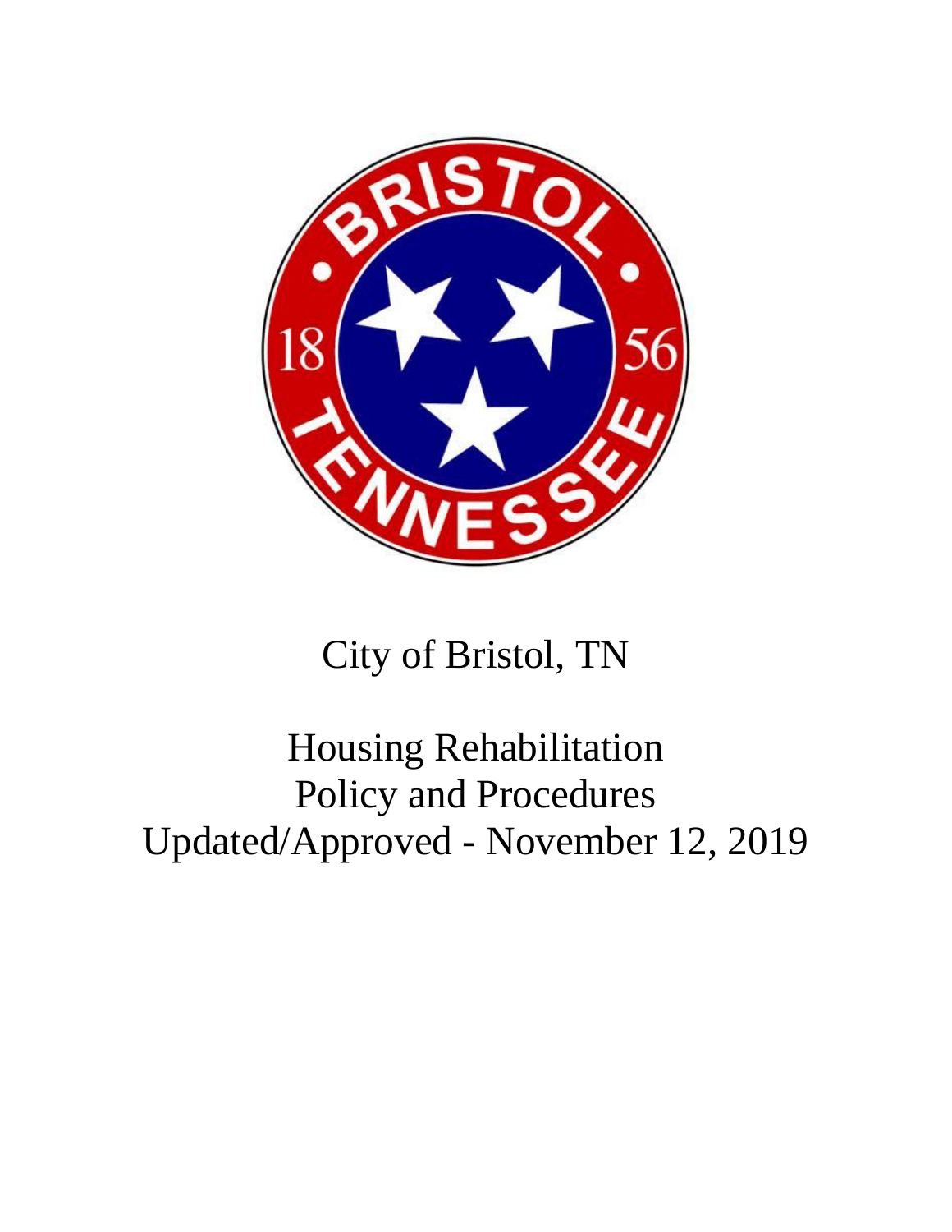City of Bristol, TN

# Housing Rehabilitation Policy and Procedures

Updated/Approved - November 12, 2019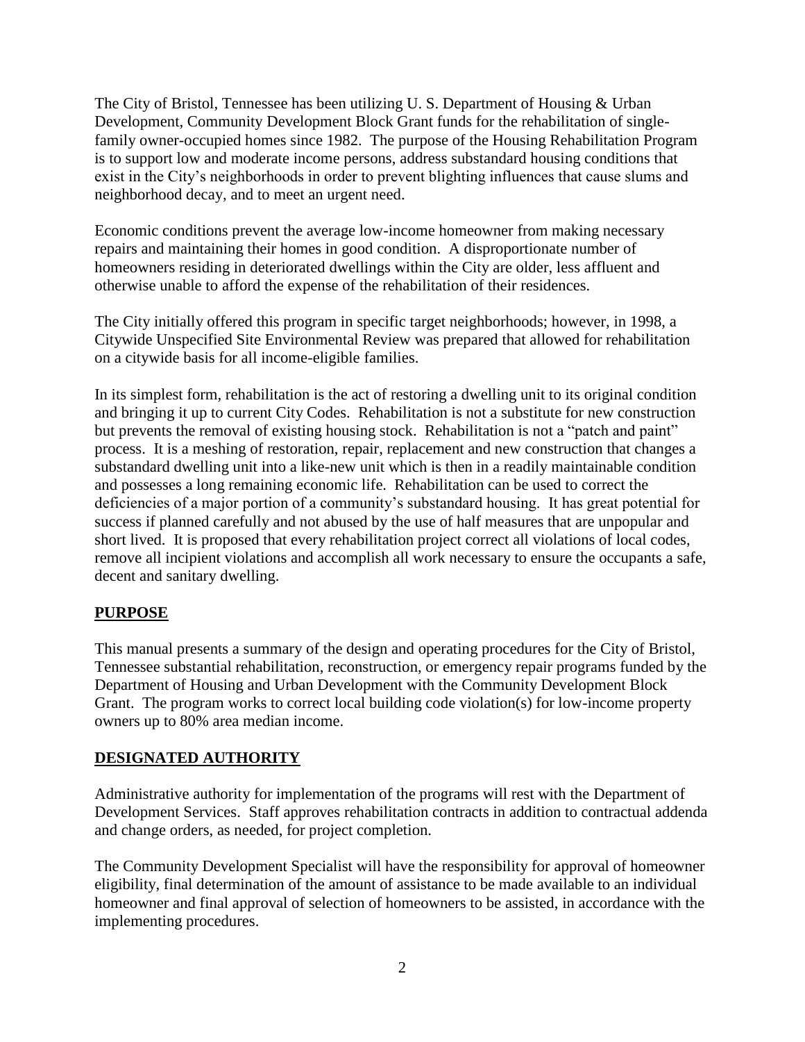The City of Bristol, Tennessee has been utilizing U. S. Department of Housing & Urban Development, Community Development Block Grant funds for the rehabilitation of single-family owner-occupied homes since 1982. The purpose of the Housing Rehabilitation Program is to support low and moderate income persons, address substandard housing conditions that exist in the City's neighborhoods in order to prevent blighting influences that cause slums and neighborhood decay, and to meet an urgent need.

Economic conditions prevent the average low-income homeowner from making necessary repairs and maintaining their homes in good condition. A disproportionate number of homeowners residing in deteriorated dwellings within the City are older, less affluent and otherwise unable to afford the expense of the rehabilitation of their residences.

The City initially offered this program in specific target neighborhoods; however, in 1998, a Citywide Unspecified Site Environmental Review was prepared that allowed for rehabilitation on a citywide basis for all income-eligible families.

In its simplest form, rehabilitation is the act of restoring a dwelling unit to its original condition and bringing it up to current City Codes. Rehabilitation is not a substitute for new construction but prevents the removal of existing housing stock. Rehabilitation is not a "patch and paint" process. It is a meshing of restoration, repair, replacement and new construction that changes a substandard dwelling unit into a like-new unit which is then in a readily maintainable condition and possesses a long remaining economic life. Rehabilitation can be used to correct the deficiencies of a major portion of a community's substandard housing. It has great potential for success if planned carefully and not abused by the use of half measures that are unpopular and short lived. It is proposed that every rehabilitation project correct all violations of local codes, remove all incipient violations and accomplish all work necessary to ensure the occupants a safe, decent and sanitary dwelling.

## PURPOSE

This manual presents a summary of the design and operating procedures for the City of Bristol, Tennessee substantial rehabilitation, reconstruction, or emergency repair programs funded by the Department of Housing and Urban Development with the Community Development Block Grant. The program works to correct local building code violation(s) for low-income property owners up to 80% area median income.

## DESIGNATED AUTHORITY

Administrative authority for implementation of the programs will rest with the Department of Development Services. Staff approves rehabilitation contracts in addition to contractual addenda and change orders, as needed, for project completion.

The Community Development Specialist will have the responsibility for approval of homeowner eligibility, final determination of the amount of assistance to be made available to an individual homeowner and final approval of selection of homeowners to be assisted, in accordance with the implementing procedures.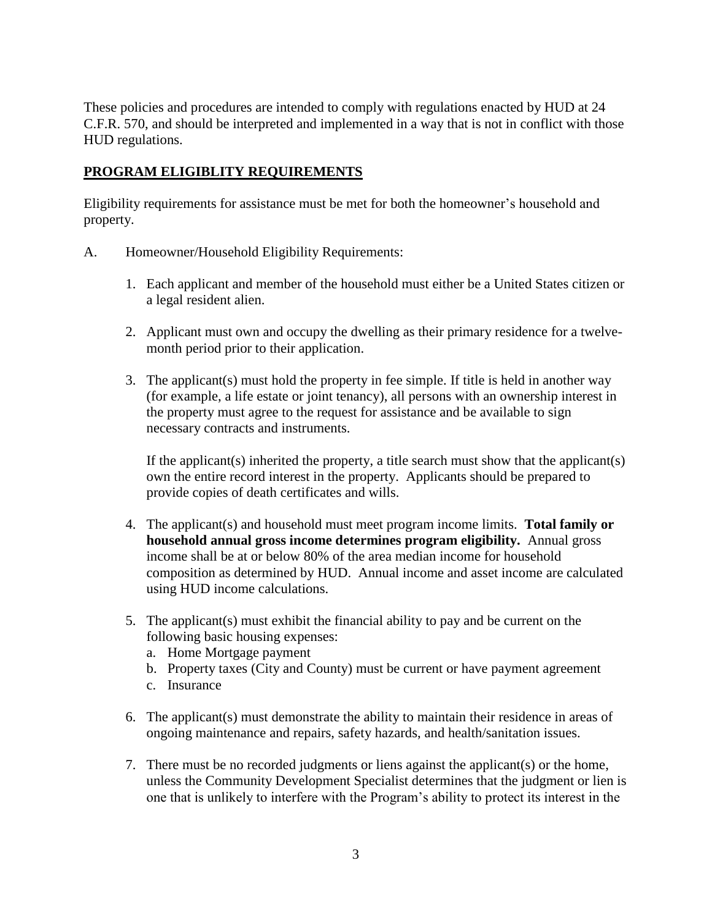These policies and procedures are intended to comply with regulations enacted by HUD at 24 C.F.R. 570, and should be interpreted and implemented in a way that is not in conflict with those HUD regulations.

## PROGRAM ELIGIBLITY REQUIREMENTS

Eligibility requirements for assistance must be met for both the homeowner's household and property.

A. Homeowner/Household Eligibility Requirements:

1. Each applicant and member of the household must either be a United States citizen or a legal resident alien.

2. Applicant must own and occupy the dwelling as their primary residence for a twelve-month period prior to their application.

3. The applicant(s) must hold the property in fee simple. If title is held in another way (for example, a life estate or joint tenancy), all persons with an ownership interest in the property must agree to the request for assistance and be available to sign necessary contracts and instruments.

   If the applicant(s) inherited the property, a title search must show that the applicant(s) own the entire record interest in the property. Applicants should be prepared to provide copies of death certificates and wills.

4. The applicant(s) and household must meet program income limits. **Total family or household annual gross income determines program eligibility.** Annual gross income shall be at or below 80% of the area median income for household composition as determined by HUD. Annual income and asset income are calculated using HUD income calculations.

5. The applicant(s) must exhibit the financial ability to pay and be current on the following basic housing expenses:
   a. Home Mortgage payment
   b. Property taxes (City and County) must be current or have payment agreement
   c. Insurance

6. The applicant(s) must demonstrate the ability to maintain their residence in areas of ongoing maintenance and repairs, safety hazards, and health/sanitation issues.

7. There must be no recorded judgments or liens against the applicant(s) or the home, unless the Community Development Specialist determines that the judgment or lien is one that is unlikely to interfere with the Program's ability to protect its interest in the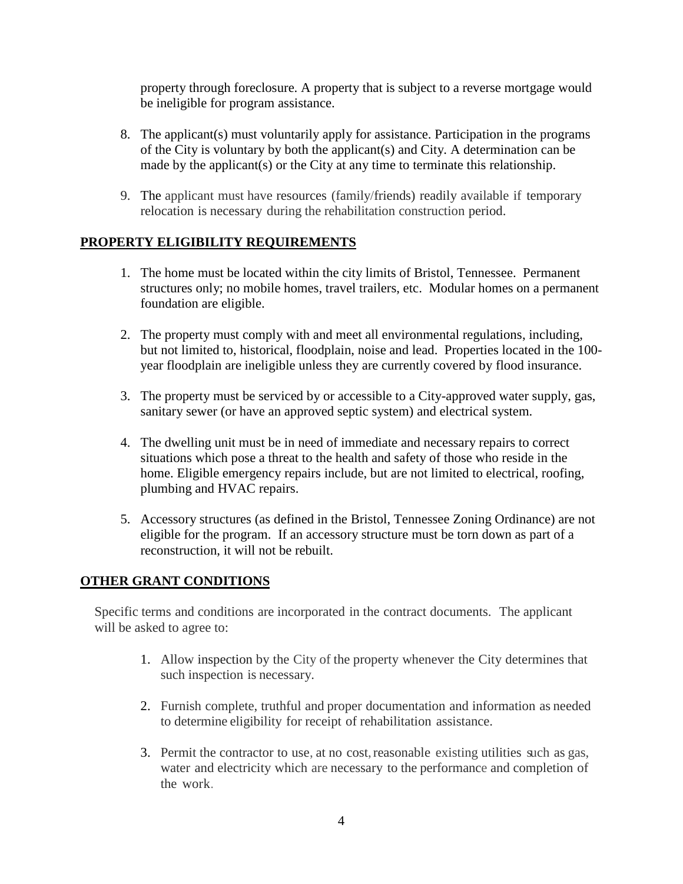property through foreclosure. A property that is subject to a reverse mortgage would be ineligible for program assistance.

8. The applicant(s) must voluntarily apply for assistance. Participation in the programs of the City is voluntary by both the applicant(s) and City. A determination can be made by the applicant(s) or the City at any time to terminate this relationship.

9. The applicant must have resources (family/friends) readily available if temporary relocation is necessary during the rehabilitation construction period.

## PROPERTY ELIGIBILITY REQUIREMENTS

1. The home must be located within the city limits of Bristol, Tennessee. Permanent structures only; no mobile homes, travel trailers, etc. Modular homes on a permanent foundation are eligible.

2. The property must comply with and meet all environmental regulations, including, but not limited to, historical, floodplain, noise and lead. Properties located in the 100-year floodplain are ineligible unless they are currently covered by flood insurance.

3. The property must be serviced by or accessible to a City-approved water supply, gas, sanitary sewer (or have an approved septic system) and electrical system.

4. The dwelling unit must be in need of immediate and necessary repairs to correct situations which pose a threat to the health and safety of those who reside in the home. Eligible emergency repairs include, but are not limited to electrical, roofing, plumbing and HVAC repairs.

5. Accessory structures (as defined in the Bristol, Tennessee Zoning Ordinance) are not eligible for the program. If an accessory structure must be torn down as part of a reconstruction, it will not be rebuilt.

## OTHER GRANT CONDITIONS

Specific terms and conditions are incorporated in the contract documents. The applicant will be asked to agree to:

1. Allow inspection by the City of the property whenever the City determines that such inspection is necessary.

2. Furnish complete, truthful and proper documentation and information as needed to determine eligibility for receipt of rehabilitation assistance.

3. Permit the contractor to use, at no cost, reasonable existing utilities such as gas, water and electricity which are necessary to the performance and completion of the work.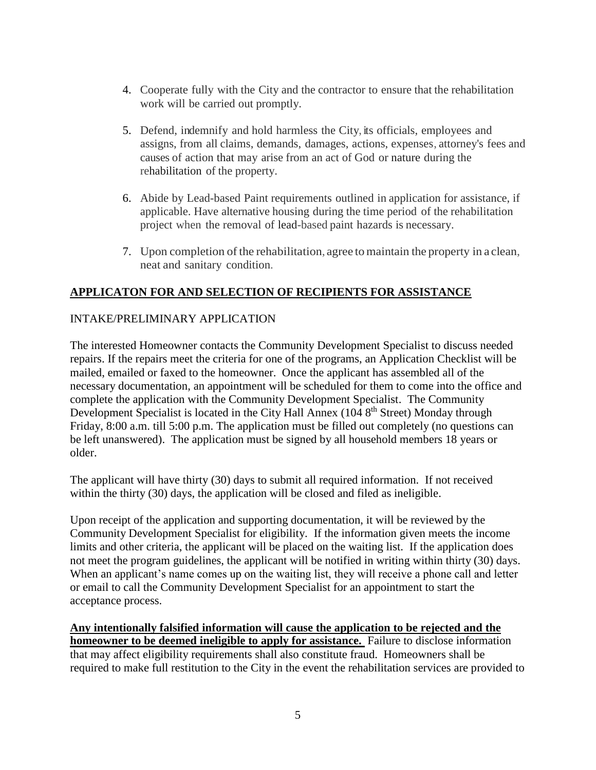4. Cooperate fully with the City and the contractor to ensure that the rehabilitation work will be carried out promptly.

5. Defend, indemnify and hold harmless the City, its officials, employees and assigns, from all claims, demands, damages, actions, expenses, attorney's fees and causes of action that may arise from an act of God or nature during the rehabilitation of the property.

6. Abide by Lead-based Paint requirements outlined in application for assistance, if applicable. Have alternative housing during the time period of the rehabilitation project when the removal of lead-based paint hazards is necessary.

7. Upon completion of the rehabilitation, agree to maintain the property in a clean, neat and sanitary condition.

## **APPLICATON FOR AND SELECTION OF RECIPIENTS FOR ASSISTANCE**

### INTAKE/PRELIMINARY APPLICATION

The interested Homeowner contacts the Community Development Specialist to discuss needed repairs. If the repairs meet the criteria for one of the programs, an Application Checklist will be mailed, emailed or faxed to the homeowner. Once the applicant has assembled all of the necessary documentation, an appointment will be scheduled for them to come into the office and complete the application with the Community Development Specialist. The Community Development Specialist is located in the City Hall Annex (104 8th Street) Monday through Friday, 8:00 a.m. till 5:00 p.m. The application must be filled out completely (no questions can be left unanswered). The application must be signed by all household members 18 years or older.

The applicant will have thirty (30) days to submit all required information. If not received within the thirty (30) days, the application will be closed and filed as ineligible.

Upon receipt of the application and supporting documentation, it will be reviewed by the Community Development Specialist for eligibility. If the information given meets the income limits and other criteria, the applicant will be placed on the waiting list. If the application does not meet the program guidelines, the applicant will be notified in writing within thirty (30) days. When an applicant's name comes up on the waiting list, they will receive a phone call and letter or email to call the Community Development Specialist for an appointment to start the acceptance process.

**Any intentionally falsified information will cause the application to be rejected and the homeowner to be deemed ineligible to apply for assistance.** Failure to disclose information that may affect eligibility requirements shall also constitute fraud. Homeowners shall be required to make full restitution to the City in the event the rehabilitation services are provided to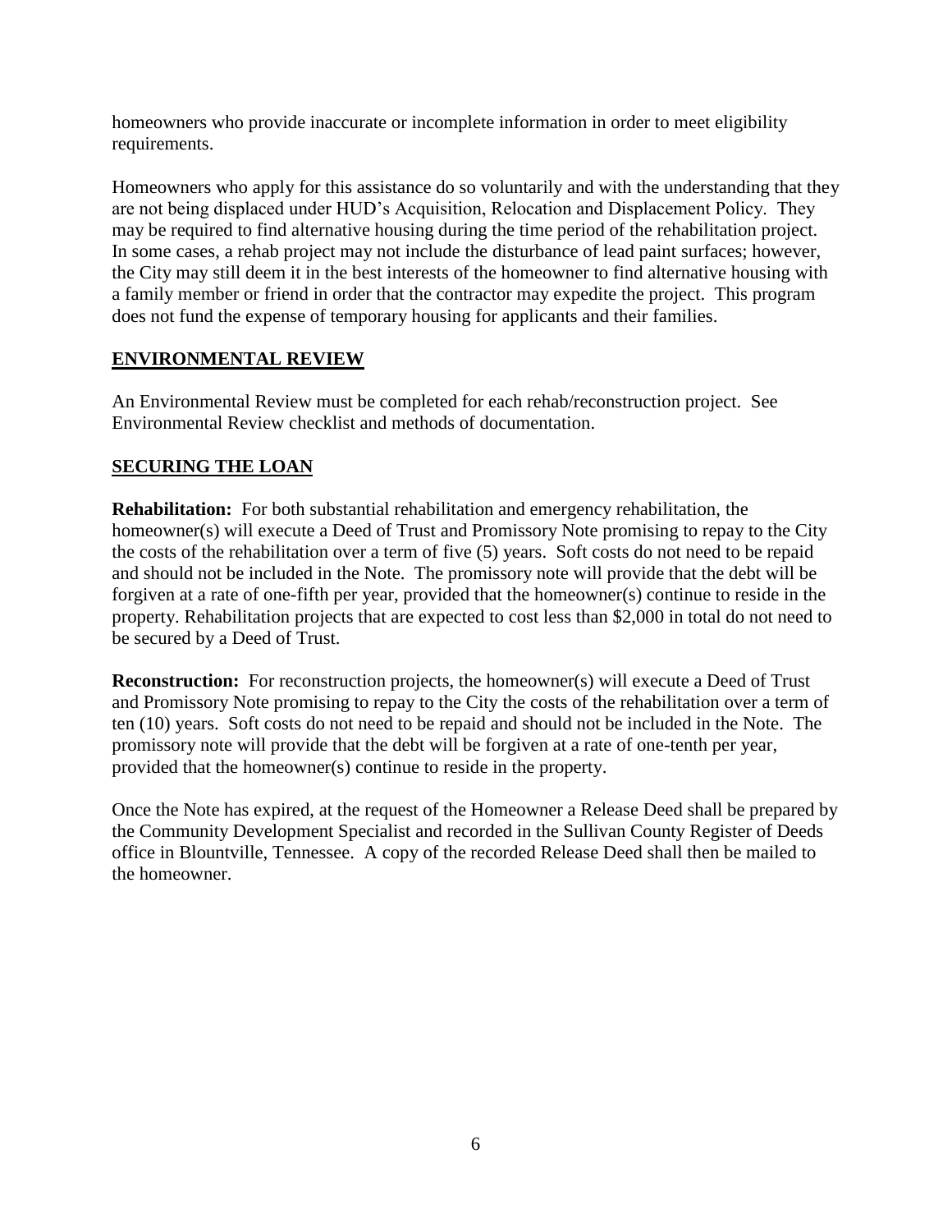homeowners who provide inaccurate or incomplete information in order to meet eligibility requirements.

Homeowners who apply for this assistance do so voluntarily and with the understanding that they are not being displaced under HUD's Acquisition, Relocation and Displacement Policy. They may be required to find alternative housing during the time period of the rehabilitation project. In some cases, a rehab project may not include the disturbance of lead paint surfaces; however, the City may still deem it in the best interests of the homeowner to find alternative housing with a family member or friend in order that the contractor may expedite the project. This program does not fund the expense of temporary housing for applicants and their families.

## ENVIRONMENTAL REVIEW

An Environmental Review must be completed for each rehab/reconstruction project. See Environmental Review checklist and methods of documentation.

## SECURING THE LOAN

**Rehabilitation:** For both substantial rehabilitation and emergency rehabilitation, the homeowner(s) will execute a Deed of Trust and Promissory Note promising to repay to the City the costs of the rehabilitation over a term of five (5) years. Soft costs do not need to be repaid and should not be included in the Note. The promissory note will provide that the debt will be forgiven at a rate of one-fifth per year, provided that the homeowner(s) continue to reside in the property. Rehabilitation projects that are expected to cost less than $2,000 in total do not need to be secured by a Deed of Trust.

**Reconstruction:** For reconstruction projects, the homeowner(s) will execute a Deed of Trust and Promissory Note promising to repay to the City the costs of the rehabilitation over a term of ten (10) years. Soft costs do not need to be repaid and should not be included in the Note. The promissory note will provide that the debt will be forgiven at a rate of one-tenth per year, provided that the homeowner(s) continue to reside in the property.

Once the Note has expired, at the request of the Homeowner a Release Deed shall be prepared by the Community Development Specialist and recorded in the Sullivan County Register of Deeds office in Blountville, Tennessee. A copy of the recorded Release Deed shall then be mailed to the homeowner.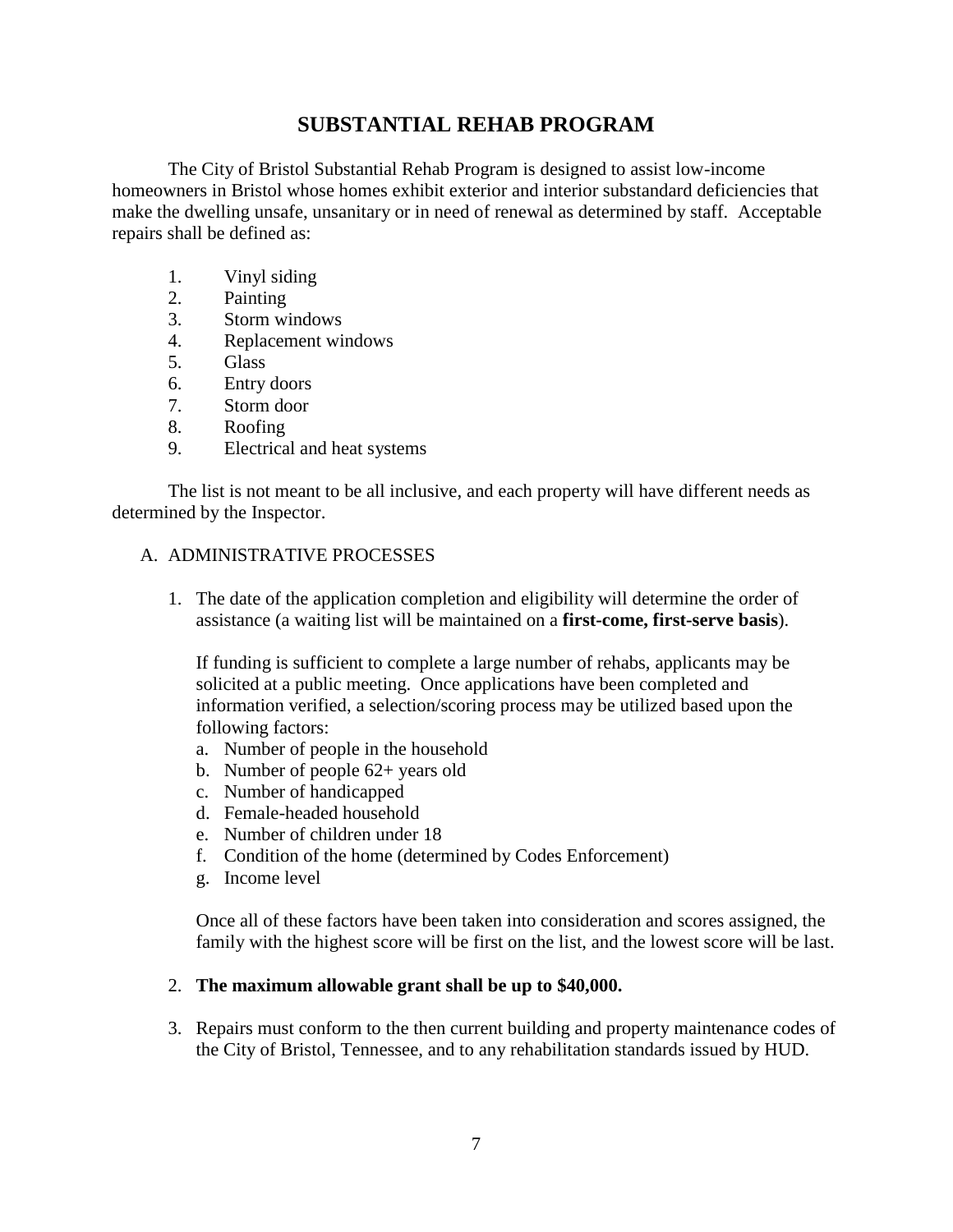# SUBSTANTIAL REHAB PROGRAM

The City of Bristol Substantial Rehab Program is designed to assist low-income homeowners in Bristol whose homes exhibit exterior and interior substandard deficiencies that make the dwelling unsafe, unsanitary or in need of renewal as determined by staff. Acceptable repairs shall be defined as:

1. Vinyl siding
2. Painting
3. Storm windows
4. Replacement windows
5. Glass
6. Entry doors
7. Storm door
8. Roofing
9. Electrical and heat systems

The list is not meant to be all inclusive, and each property will have different needs as determined by the Inspector.

A. ADMINISTRATIVE PROCESSES

1. The date of the application completion and eligibility will determine the order of assistance (a waiting list will be maintained on a **first-come, first-serve basis**).

   If funding is sufficient to complete a large number of rehabs, applicants may be solicited at a public meeting. Once applications have been completed and information verified, a selection/scoring process may be utilized based upon the following factors:

   a. Number of people in the household
   b. Number of people 62+ years old
   c. Number of handicapped
   d. Female-headed household
   e. Number of children under 18
   f. Condition of the home (determined by Codes Enforcement)
   g. Income level

   Once all of these factors have been taken into consideration and scores assigned, the family with the highest score will be first on the list, and the lowest score will be last.

2. **The maximum allowable grant shall be up to $40,000.**

3. Repairs must conform to the then current building and property maintenance codes of the City of Bristol, Tennessee, and to any rehabilitation standards issued by HUD.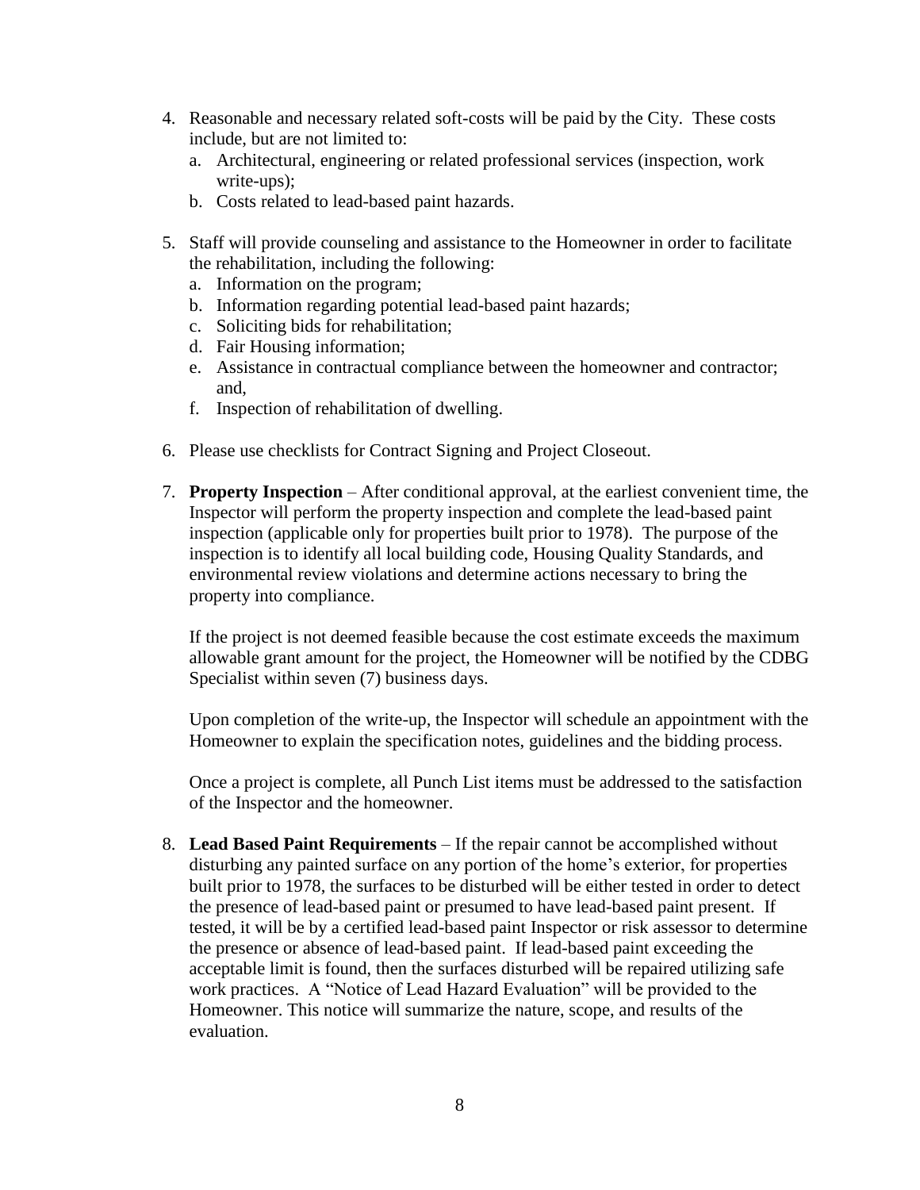4. Reasonable and necessary related soft-costs will be paid by the City. These costs include, but are not limited to:
   a. Architectural, engineering or related professional services (inspection, work write-ups);
   b. Costs related to lead-based paint hazards.

5. Staff will provide counseling and assistance to the Homeowner in order to facilitate the rehabilitation, including the following:
   a. Information on the program;
   b. Information regarding potential lead-based paint hazards;
   c. Soliciting bids for rehabilitation;
   d. Fair Housing information;
   e. Assistance in contractual compliance between the homeowner and contractor; and,
   f. Inspection of rehabilitation of dwelling.

6. Please use checklists for Contract Signing and Project Closeout.

7. **Property Inspection** – After conditional approval, at the earliest convenient time, the Inspector will perform the property inspection and complete the lead-based paint inspection (applicable only for properties built prior to 1978). The purpose of the inspection is to identify all local building code, Housing Quality Standards, and environmental review violations and determine actions necessary to bring the property into compliance.

   If the project is not deemed feasible because the cost estimate exceeds the maximum allowable grant amount for the project, the Homeowner will be notified by the CDBG Specialist within seven (7) business days.

   Upon completion of the write-up, the Inspector will schedule an appointment with the Homeowner to explain the specification notes, guidelines and the bidding process.

   Once a project is complete, all Punch List items must be addressed to the satisfaction of the Inspector and the homeowner.

8. **Lead Based Paint Requirements** – If the repair cannot be accomplished without disturbing any painted surface on any portion of the home's exterior, for properties built prior to 1978, the surfaces to be disturbed will be either tested in order to detect the presence of lead-based paint or presumed to have lead-based paint present. If tested, it will be by a certified lead-based paint Inspector or risk assessor to determine the presence or absence of lead-based paint. If lead-based paint exceeding the acceptable limit is found, then the surfaces disturbed will be repaired utilizing safe work practices. A "Notice of Lead Hazard Evaluation" will be provided to the Homeowner. This notice will summarize the nature, scope, and results of the evaluation.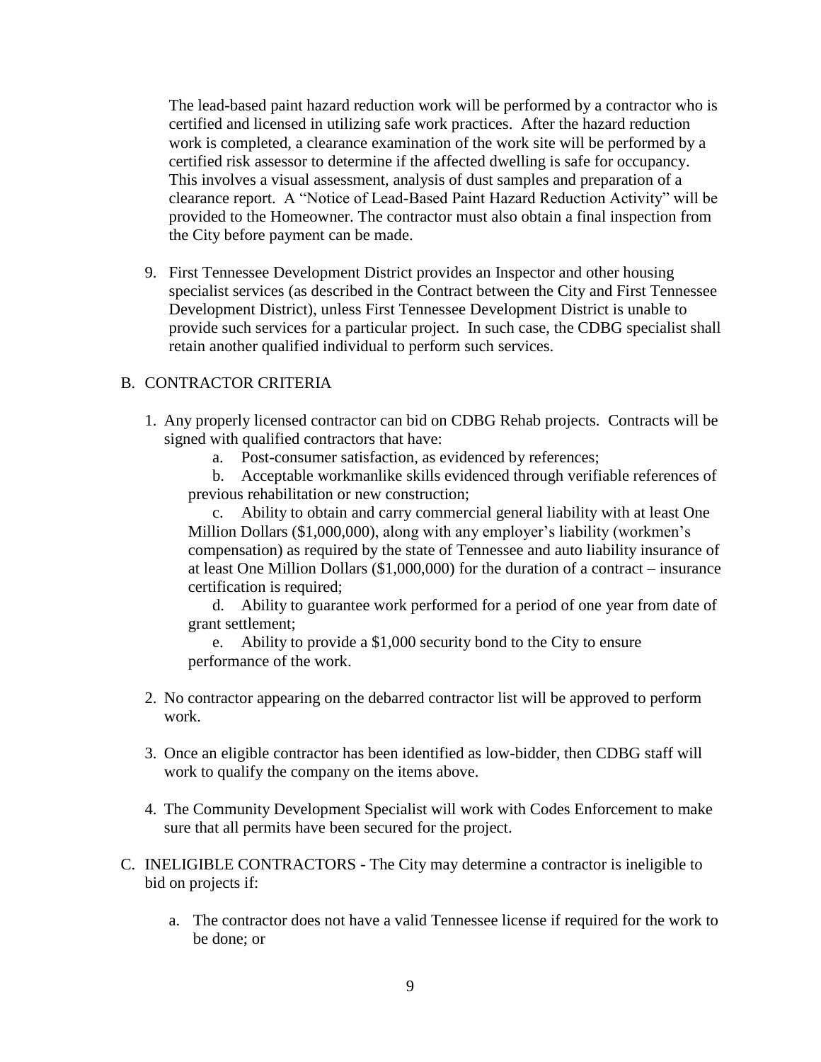The lead-based paint hazard reduction work will be performed by a contractor who is certified and licensed in utilizing safe work practices. After the hazard reduction work is completed, a clearance examination of the work site will be performed by a certified risk assessor to determine if the affected dwelling is safe for occupancy. This involves a visual assessment, analysis of dust samples and preparation of a clearance report. A "Notice of Lead-Based Paint Hazard Reduction Activity" will be provided to the Homeowner. The contractor must also obtain a final inspection from the City before payment can be made.

9. First Tennessee Development District provides an Inspector and other housing specialist services (as described in the Contract between the City and First Tennessee Development District), unless First Tennessee Development District is unable to provide such services for a particular project. In such case, the CDBG specialist shall retain another qualified individual to perform such services.

B. CONTRACTOR CRITERIA

1. Any properly licensed contractor can bid on CDBG Rehab projects. Contracts will be signed with qualified contractors that have:
   a. Post-consumer satisfaction, as evidenced by references;
   b. Acceptable workmanlike skills evidenced through verifiable references of previous rehabilitation or new construction;
   c. Ability to obtain and carry commercial general liability with at least One Million Dollars ($1,000,000), along with any employer's liability (workmen's compensation) as required by the state of Tennessee and auto liability insurance of at least One Million Dollars ($1,000,000) for the duration of a contract – insurance certification is required;
   d. Ability to guarantee work performed for a period of one year from date of grant settlement;
   e. Ability to provide a $1,000 security bond to the City to ensure performance of the work.

2. No contractor appearing on the debarred contractor list will be approved to perform work.

3. Once an eligible contractor has been identified as low-bidder, then CDBG staff will work to qualify the company on the items above.

4. The Community Development Specialist will work with Codes Enforcement to make sure that all permits have been secured for the project.

C. INELIGIBLE CONTRACTORS - The City may determine a contractor is ineligible to bid on projects if:

   a. The contractor does not have a valid Tennessee license if required for the work to be done; or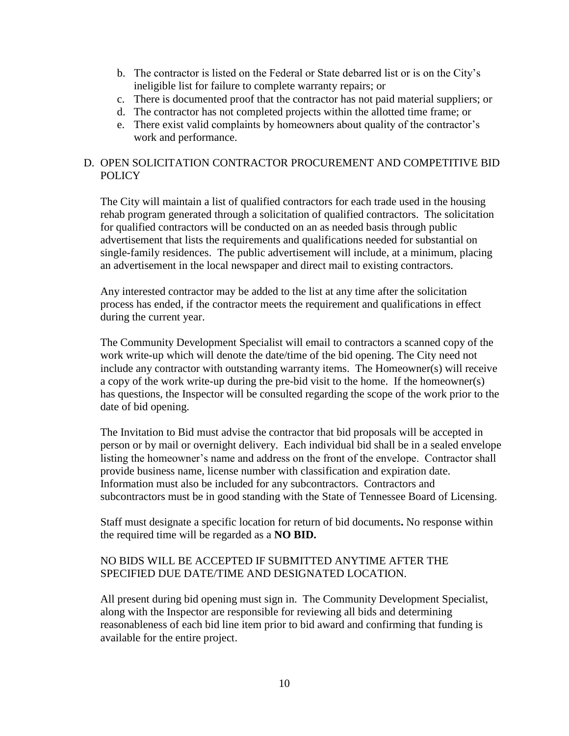b. The contractor is listed on the Federal or State debarred list or is on the City's ineligible list for failure to complete warranty repairs; or
c. There is documented proof that the contractor has not paid material suppliers; or
d. The contractor has not completed projects within the allotted time frame; or
e. There exist valid complaints by homeowners about quality of the contractor's work and performance.

## D. OPEN SOLICITATION CONTRACTOR PROCUREMENT AND COMPETITIVE BID POLICY

The City will maintain a list of qualified contractors for each trade used in the housing rehab program generated through a solicitation of qualified contractors. The solicitation for qualified contractors will be conducted on an as needed basis through public advertisement that lists the requirements and qualifications needed for substantial on single-family residences. The public advertisement will include, at a minimum, placing an advertisement in the local newspaper and direct mail to existing contractors.

Any interested contractor may be added to the list at any time after the solicitation process has ended, if the contractor meets the requirement and qualifications in effect during the current year.

The Community Development Specialist will email to contractors a scanned copy of the work write-up which will denote the date/time of the bid opening. The City need not include any contractor with outstanding warranty items. The Homeowner(s) will receive a copy of the work write-up during the pre-bid visit to the home. If the homeowner(s) has questions, the Inspector will be consulted regarding the scope of the work prior to the date of bid opening.

The Invitation to Bid must advise the contractor that bid proposals will be accepted in person or by mail or overnight delivery. Each individual bid shall be in a sealed envelope listing the homeowner's name and address on the front of the envelope. Contractor shall provide business name, license number with classification and expiration date. Information must also be included for any subcontractors. Contractors and subcontractors must be in good standing with the State of Tennessee Board of Licensing.

Staff must designate a specific location for return of bid documents**.** No response within the required time will be regarded as a **NO BID.**

NO BIDS WILL BE ACCEPTED IF SUBMITTED ANYTIME AFTER THE SPECIFIED DUE DATE/TIME AND DESIGNATED LOCATION.

All present during bid opening must sign in. The Community Development Specialist, along with the Inspector are responsible for reviewing all bids and determining reasonableness of each bid line item prior to bid award and confirming that funding is available for the entire project.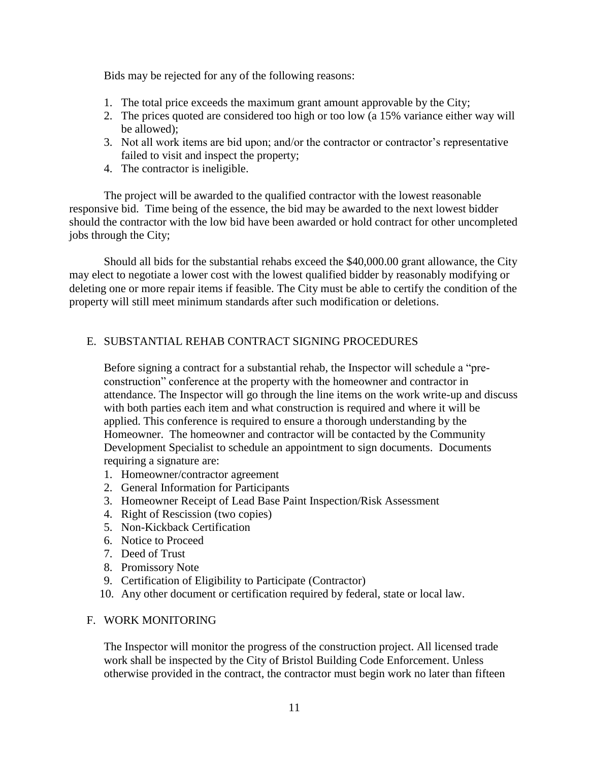Bids may be rejected for any of the following reasons:

1. The total price exceeds the maximum grant amount approvable by the City;
2. The prices quoted are considered too high or too low (a 15% variance either way will be allowed);
3. Not all work items are bid upon; and/or the contractor or contractor's representative failed to visit and inspect the property;
4. The contractor is ineligible.

The project will be awarded to the qualified contractor with the lowest reasonable responsive bid. Time being of the essence, the bid may be awarded to the next lowest bidder should the contractor with the low bid have been awarded or hold contract for other uncompleted jobs through the City;

Should all bids for the substantial rehabs exceed the $40,000.00 grant allowance, the City may elect to negotiate a lower cost with the lowest qualified bidder by reasonably modifying or deleting one or more repair items if feasible. The City must be able to certify the condition of the property will still meet minimum standards after such modification or deletions.

## E. SUBSTANTIAL REHAB CONTRACT SIGNING PROCEDURES

Before signing a contract for a substantial rehab, the Inspector will schedule a "pre-construction" conference at the property with the homeowner and contractor in attendance. The Inspector will go through the line items on the work write-up and discuss with both parties each item and what construction is required and where it will be applied. This conference is required to ensure a thorough understanding by the Homeowner. The homeowner and contractor will be contacted by the Community Development Specialist to schedule an appointment to sign documents. Documents requiring a signature are:

1. Homeowner/contractor agreement
2. General Information for Participants
3. Homeowner Receipt of Lead Base Paint Inspection/Risk Assessment
4. Right of Rescission (two copies)
5. Non-Kickback Certification
6. Notice to Proceed
7. Deed of Trust
8. Promissory Note
9. Certification of Eligibility to Participate (Contractor)
10. Any other document or certification required by federal, state or local law.

## F. WORK MONITORING

The Inspector will monitor the progress of the construction project. All licensed trade work shall be inspected by the City of Bristol Building Code Enforcement. Unless otherwise provided in the contract, the contractor must begin work no later than fifteen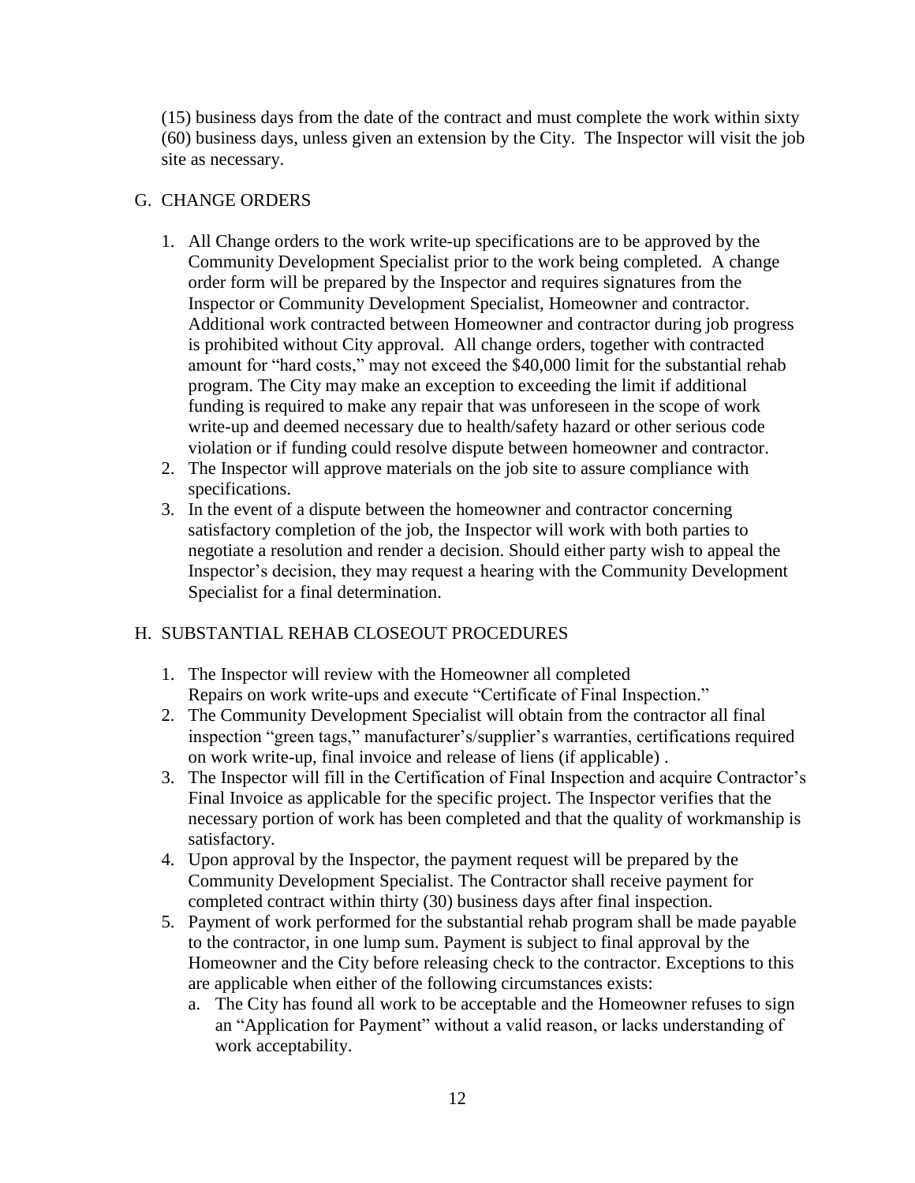(15) business days from the date of the contract and must complete the work within sixty (60) business days, unless given an extension by the City. The Inspector will visit the job site as necessary.

## G. CHANGE ORDERS

1. All Change orders to the work write-up specifications are to be approved by the Community Development Specialist prior to the work being completed. A change order form will be prepared by the Inspector and requires signatures from the Inspector or Community Development Specialist, Homeowner and contractor. Additional work contracted between Homeowner and contractor during job progress is prohibited without City approval. All change orders, together with contracted amount for "hard costs," may not exceed the $40,000 limit for the substantial rehab program. The City may make an exception to exceeding the limit if additional funding is required to make any repair that was unforeseen in the scope of work write-up and deemed necessary due to health/safety hazard or other serious code violation or if funding could resolve dispute between homeowner and contractor.
2. The Inspector will approve materials on the job site to assure compliance with specifications.
3. In the event of a dispute between the homeowner and contractor concerning satisfactory completion of the job, the Inspector will work with both parties to negotiate a resolution and render a decision. Should either party wish to appeal the Inspector's decision, they may request a hearing with the Community Development Specialist for a final determination.

## H. SUBSTANTIAL REHAB CLOSEOUT PROCEDURES

1. The Inspector will review with the Homeowner all completed Repairs on work write-ups and execute "Certificate of Final Inspection."
2. The Community Development Specialist will obtain from the contractor all final inspection "green tags," manufacturer's/supplier's warranties, certifications required on work write-up, final invoice and release of liens (if applicable) .
3. The Inspector will fill in the Certification of Final Inspection and acquire Contractor's Final Invoice as applicable for the specific project. The Inspector verifies that the necessary portion of work has been completed and that the quality of workmanship is satisfactory.
4. Upon approval by the Inspector, the payment request will be prepared by the Community Development Specialist. The Contractor shall receive payment for completed contract within thirty (30) business days after final inspection.
5. Payment of work performed for the substantial rehab program shall be made payable to the contractor, in one lump sum. Payment is subject to final approval by the Homeowner and the City before releasing check to the contractor. Exceptions to this are applicable when either of the following circumstances exists:
   a. The City has found all work to be acceptable and the Homeowner refuses to sign an "Application for Payment" without a valid reason, or lacks understanding of work acceptability.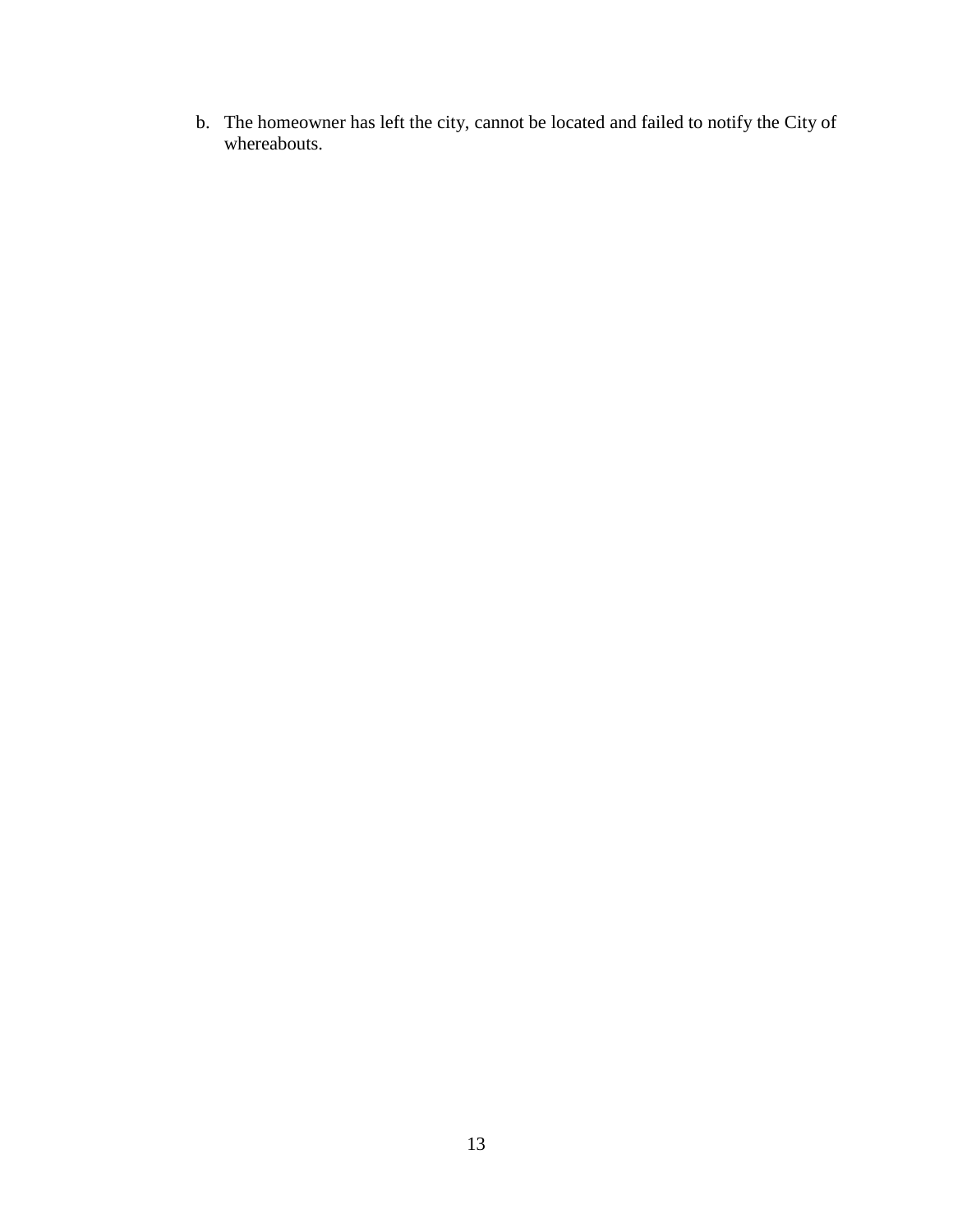b. The homeowner has left the city, cannot be located and failed to notify the City of whereabouts.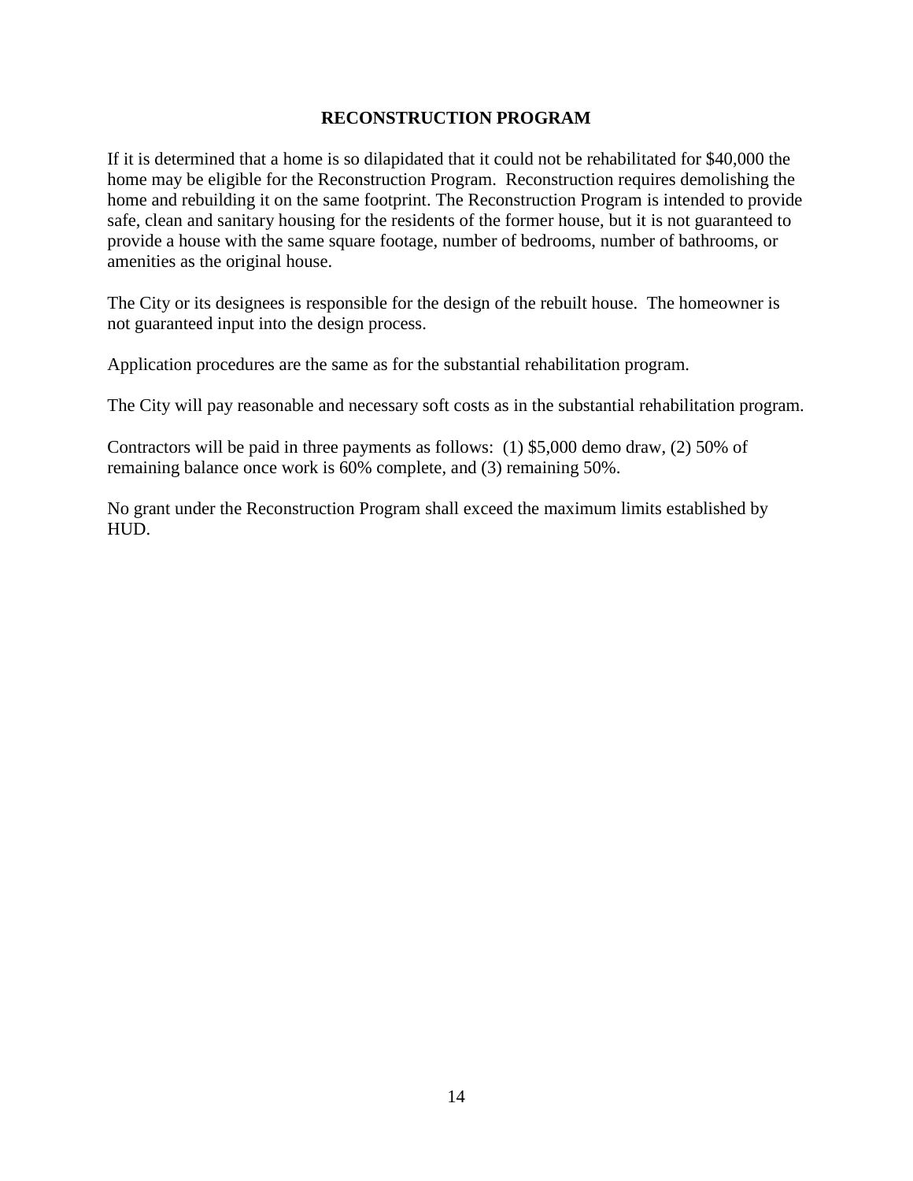## RECONSTRUCTION PROGRAM

If it is determined that a home is so dilapidated that it could not be rehabilitated for $40,000 the home may be eligible for the Reconstruction Program. Reconstruction requires demolishing the home and rebuilding it on the same footprint. The Reconstruction Program is intended to provide safe, clean and sanitary housing for the residents of the former house, but it is not guaranteed to provide a house with the same square footage, number of bedrooms, number of bathrooms, or amenities as the original house.

The City or its designees is responsible for the design of the rebuilt house. The homeowner is not guaranteed input into the design process.

Application procedures are the same as for the substantial rehabilitation program.

The City will pay reasonable and necessary soft costs as in the substantial rehabilitation program.

Contractors will be paid in three payments as follows: (1) $5,000 demo draw, (2) 50% of remaining balance once work is 60% complete, and (3) remaining 50%.

No grant under the Reconstruction Program shall exceed the maximum limits established by HUD.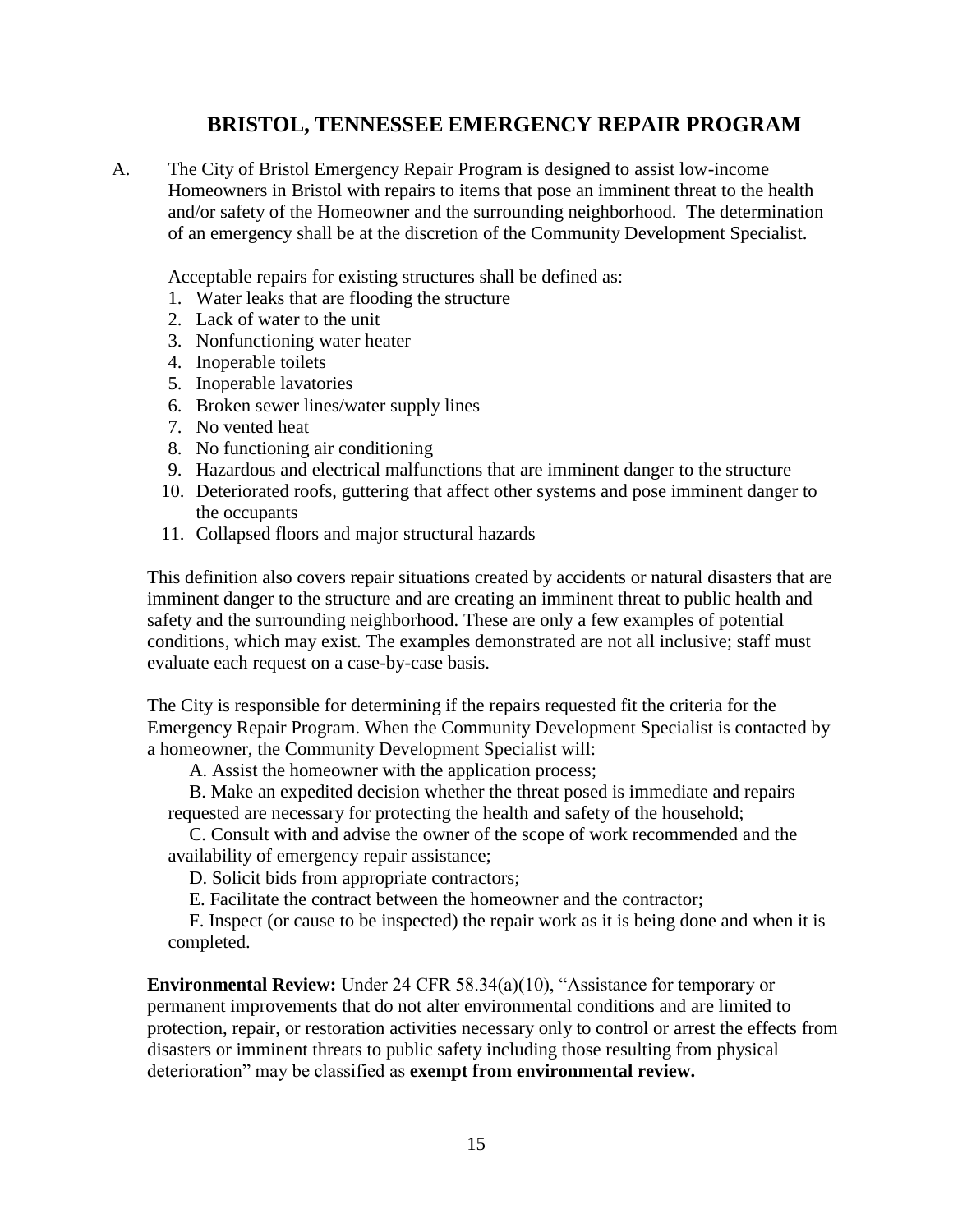# BRISTOL, TENNESSEE EMERGENCY REPAIR PROGRAM

A. The City of Bristol Emergency Repair Program is designed to assist low-income Homeowners in Bristol with repairs to items that pose an imminent threat to the health and/or safety of the Homeowner and the surrounding neighborhood. The determination of an emergency shall be at the discretion of the Community Development Specialist.

Acceptable repairs for existing structures shall be defined as:

1. Water leaks that are flooding the structure
2. Lack of water to the unit
3. Nonfunctioning water heater
4. Inoperable toilets
5. Inoperable lavatories
6. Broken sewer lines/water supply lines
7. No vented heat
8. No functioning air conditioning
9. Hazardous and electrical malfunctions that are imminent danger to the structure
10. Deteriorated roofs, guttering that affect other systems and pose imminent danger to the occupants
11. Collapsed floors and major structural hazards

This definition also covers repair situations created by accidents or natural disasters that are imminent danger to the structure and are creating an imminent threat to public health and safety and the surrounding neighborhood. These are only a few examples of potential conditions, which may exist. The examples demonstrated are not all inclusive; staff must evaluate each request on a case-by-case basis.

The City is responsible for determining if the repairs requested fit the criteria for the Emergency Repair Program. When the Community Development Specialist is contacted by a homeowner, the Community Development Specialist will:

A. Assist the homeowner with the application process;

B. Make an expedited decision whether the threat posed is immediate and repairs requested are necessary for protecting the health and safety of the household;

C. Consult with and advise the owner of the scope of work recommended and the availability of emergency repair assistance;

D. Solicit bids from appropriate contractors;

E. Facilitate the contract between the homeowner and the contractor;

F. Inspect (or cause to be inspected) the repair work as it is being done and when it is completed.

**Environmental Review:** Under 24 CFR 58.34(a)(10), "Assistance for temporary or permanent improvements that do not alter environmental conditions and are limited to protection, repair, or restoration activities necessary only to control or arrest the effects from disasters or imminent threats to public safety including those resulting from physical deterioration" may be classified as **exempt from environmental review.**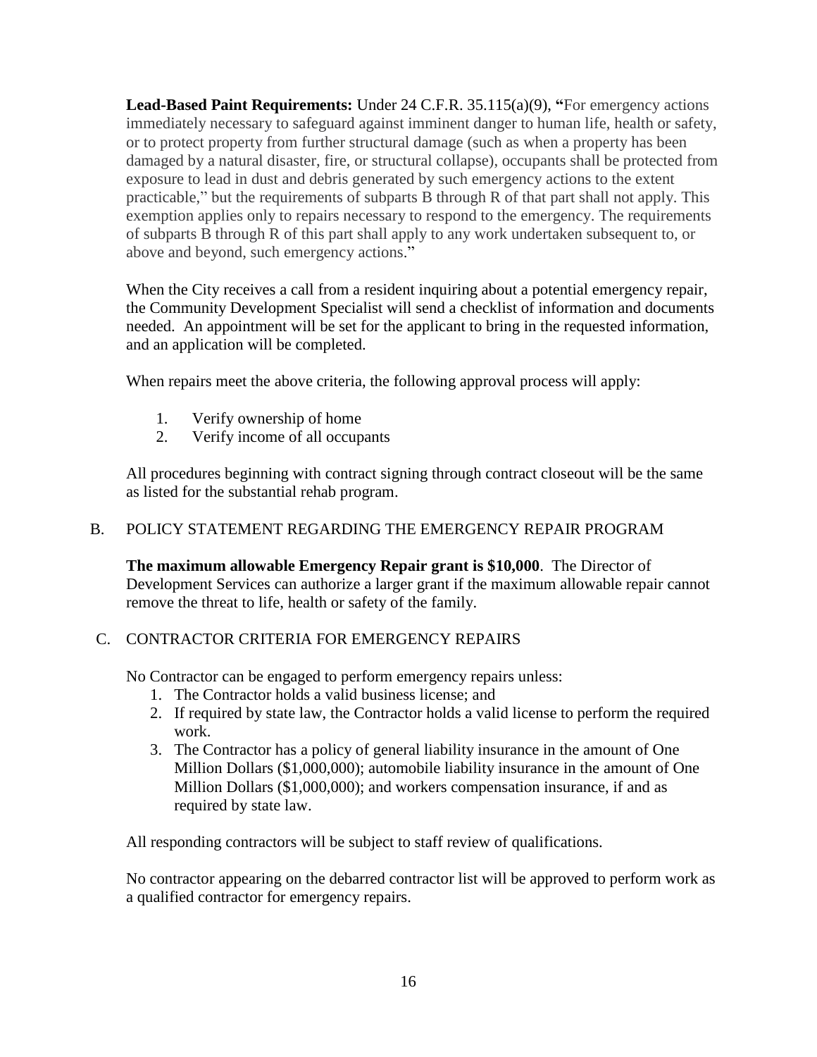**Lead-Based Paint Requirements:** Under 24 C.F.R. 35.115(a)(9), **"**For emergency actions immediately necessary to safeguard against imminent danger to human life, health or safety, or to protect property from further structural damage (such as when a property has been damaged by a natural disaster, fire, or structural collapse), occupants shall be protected from exposure to lead in dust and debris generated by such emergency actions to the extent practicable," but the requirements of subparts B through R of that part shall not apply. This exemption applies only to repairs necessary to respond to the emergency. The requirements of subparts B through R of this part shall apply to any work undertaken subsequent to, or above and beyond, such emergency actions."

When the City receives a call from a resident inquiring about a potential emergency repair, the Community Development Specialist will send a checklist of information and documents needed. An appointment will be set for the applicant to bring in the requested information, and an application will be completed.

When repairs meet the above criteria, the following approval process will apply:

1. Verify ownership of home
2. Verify income of all occupants

All procedures beginning with contract signing through contract closeout will be the same as listed for the substantial rehab program.

## B. POLICY STATEMENT REGARDING THE EMERGENCY REPAIR PROGRAM

**The maximum allowable Emergency Repair grant is $10,000**. The Director of Development Services can authorize a larger grant if the maximum allowable repair cannot remove the threat to life, health or safety of the family.

## C. CONTRACTOR CRITERIA FOR EMERGENCY REPAIRS

No Contractor can be engaged to perform emergency repairs unless:

1. The Contractor holds a valid business license; and
2. If required by state law, the Contractor holds a valid license to perform the required work.
3. The Contractor has a policy of general liability insurance in the amount of One Million Dollars ($1,000,000); automobile liability insurance in the amount of One Million Dollars ($1,000,000); and workers compensation insurance, if and as required by state law.

All responding contractors will be subject to staff review of qualifications.

No contractor appearing on the debarred contractor list will be approved to perform work as a qualified contractor for emergency repairs.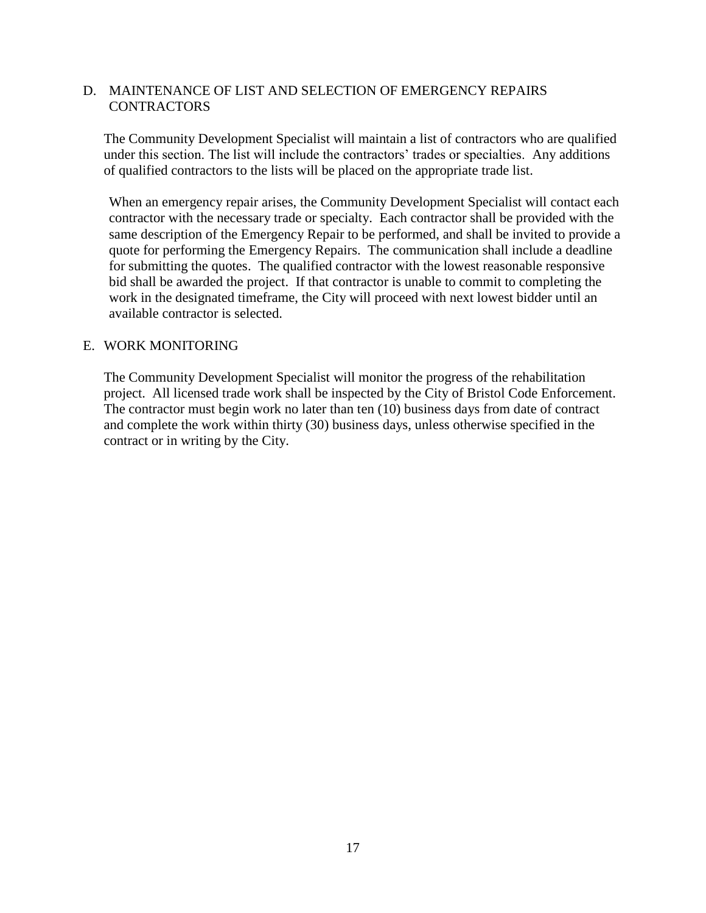## D. MAINTENANCE OF LIST AND SELECTION OF EMERGENCY REPAIRS CONTRACTORS

The Community Development Specialist will maintain a list of contractors who are qualified under this section. The list will include the contractors' trades or specialties. Any additions of qualified contractors to the lists will be placed on the appropriate trade list.

When an emergency repair arises, the Community Development Specialist will contact each contractor with the necessary trade or specialty. Each contractor shall be provided with the same description of the Emergency Repair to be performed, and shall be invited to provide a quote for performing the Emergency Repairs. The communication shall include a deadline for submitting the quotes. The qualified contractor with the lowest reasonable responsive bid shall be awarded the project. If that contractor is unable to commit to completing the work in the designated timeframe, the City will proceed with next lowest bidder until an available contractor is selected.

## E. WORK MONITORING

The Community Development Specialist will monitor the progress of the rehabilitation project. All licensed trade work shall be inspected by the City of Bristol Code Enforcement. The contractor must begin work no later than ten (10) business days from date of contract and complete the work within thirty (30) business days, unless otherwise specified in the contract or in writing by the City.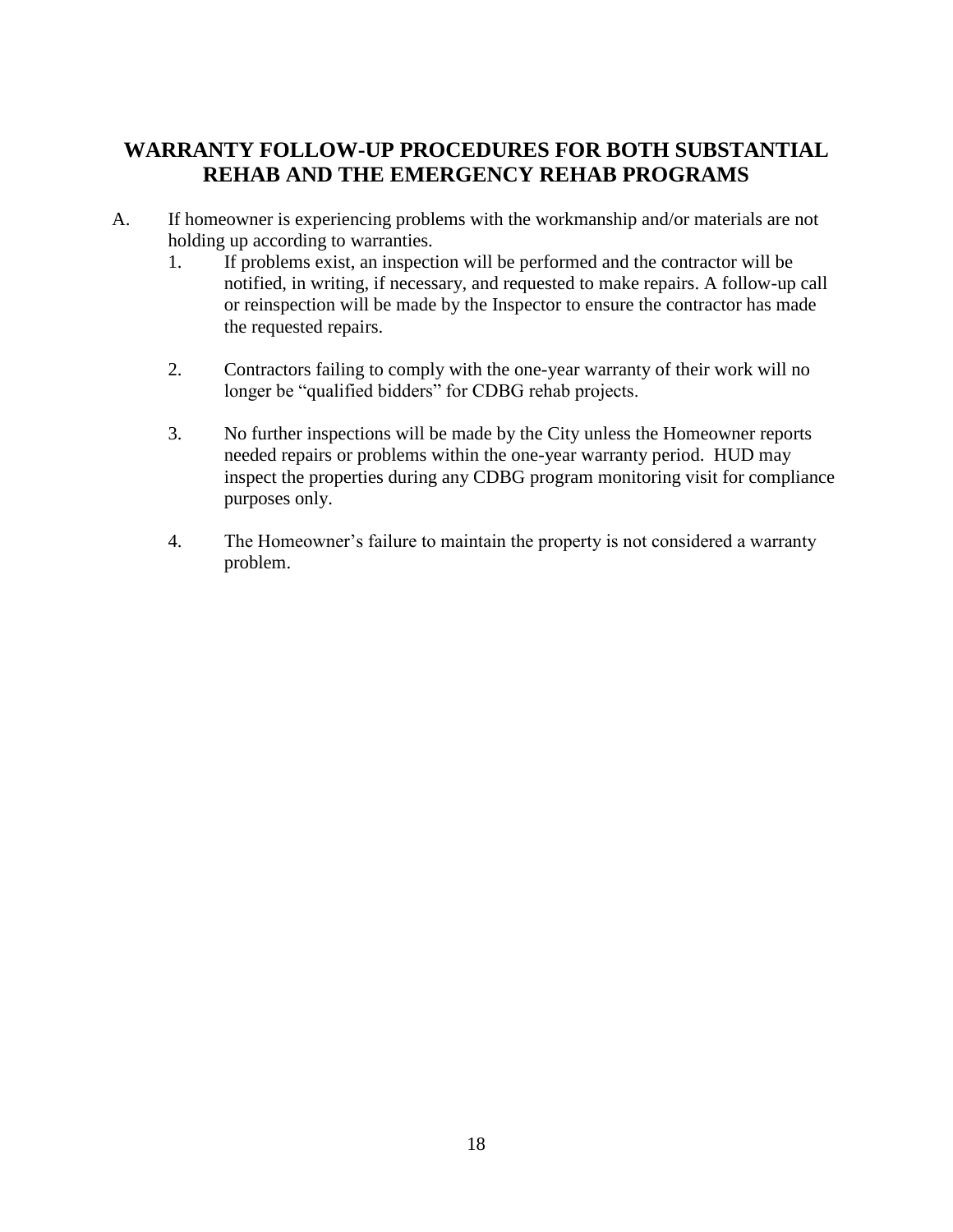## WARRANTY FOLLOW-UP PROCEDURES FOR BOTH SUBSTANTIAL REHAB AND THE EMERGENCY REHAB PROGRAMS

A. If homeowner is experiencing problems with the workmanship and/or materials are not holding up according to warranties.

1. If problems exist, an inspection will be performed and the contractor will be notified, in writing, if necessary, and requested to make repairs. A follow-up call or reinspection will be made by the Inspector to ensure the contractor has made the requested repairs.

2. Contractors failing to comply with the one-year warranty of their work will no longer be "qualified bidders" for CDBG rehab projects.

3. No further inspections will be made by the City unless the Homeowner reports needed repairs or problems within the one-year warranty period. HUD may inspect the properties during any CDBG program monitoring visit for compliance purposes only.

4. The Homeowner's failure to maintain the property is not considered a warranty problem.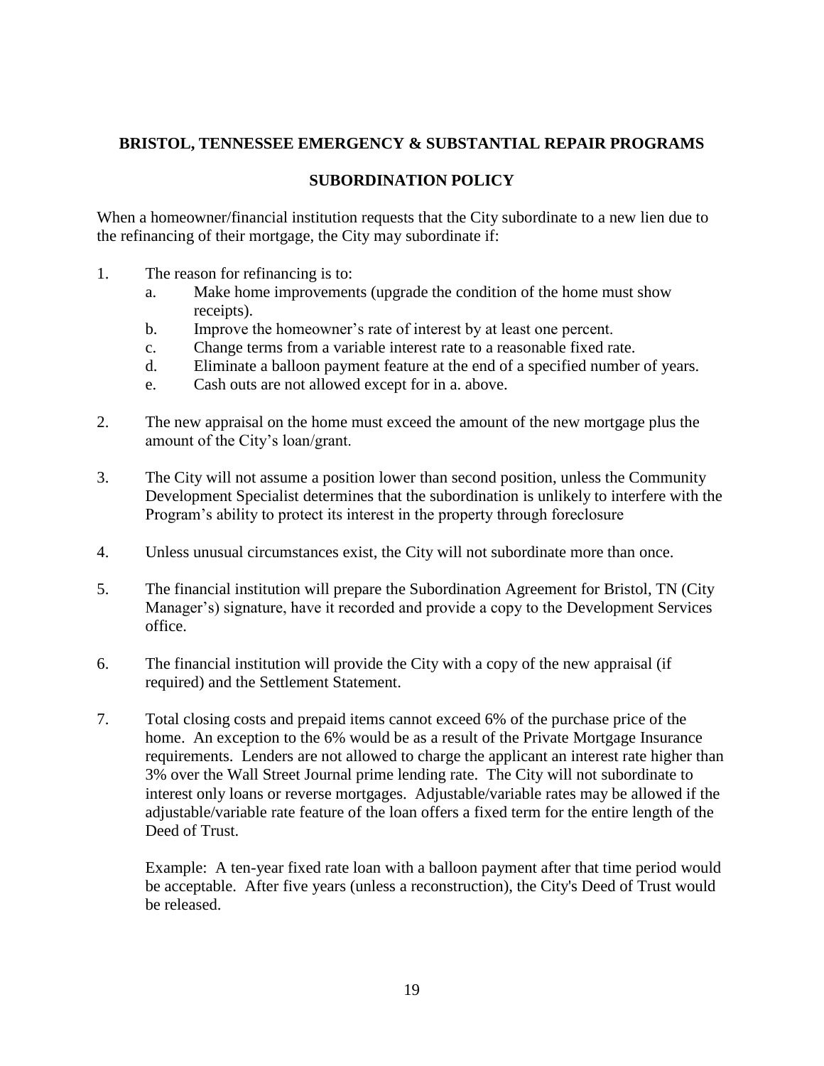**BRISTOL, TENNESSEE EMERGENCY & SUBSTANTIAL REPAIR PROGRAMS**

**SUBORDINATION POLICY**

When a homeowner/financial institution requests that the City subordinate to a new lien due to the refinancing of their mortgage, the City may subordinate if:

1. The reason for refinancing is to:
   a. Make home improvements (upgrade the condition of the home must show receipts).
   b. Improve the homeowner's rate of interest by at least one percent.
   c. Change terms from a variable interest rate to a reasonable fixed rate.
   d. Eliminate a balloon payment feature at the end of a specified number of years.
   e. Cash outs are not allowed except for in a. above.

2. The new appraisal on the home must exceed the amount of the new mortgage plus the amount of the City's loan/grant.

3. The City will not assume a position lower than second position, unless the Community Development Specialist determines that the subordination is unlikely to interfere with the Program's ability to protect its interest in the property through foreclosure

4. Unless unusual circumstances exist, the City will not subordinate more than once.

5. The financial institution will prepare the Subordination Agreement for Bristol, TN (City Manager's) signature, have it recorded and provide a copy to the Development Services office.

6. The financial institution will provide the City with a copy of the new appraisal (if required) and the Settlement Statement.

7. Total closing costs and prepaid items cannot exceed 6% of the purchase price of the home. An exception to the 6% would be as a result of the Private Mortgage Insurance requirements. Lenders are not allowed to charge the applicant an interest rate higher than 3% over the Wall Street Journal prime lending rate. The City will not subordinate to interest only loans or reverse mortgages. Adjustable/variable rates may be allowed if the adjustable/variable rate feature of the loan offers a fixed term for the entire length of the Deed of Trust.

   Example: A ten-year fixed rate loan with a balloon payment after that time period would be acceptable. After five years (unless a reconstruction), the City's Deed of Trust would be released.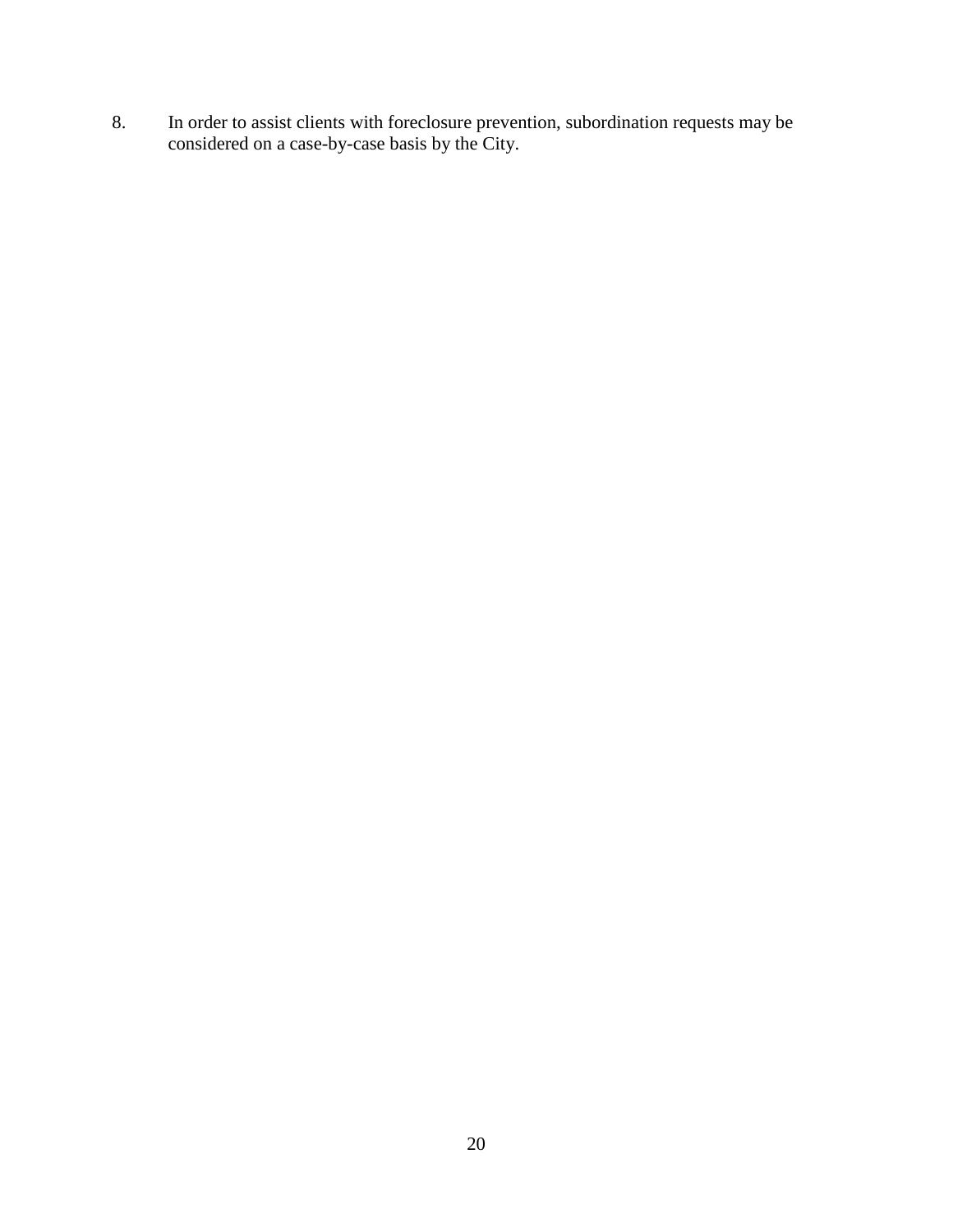8. In order to assist clients with foreclosure prevention, subordination requests may be considered on a case-by-case basis by the City.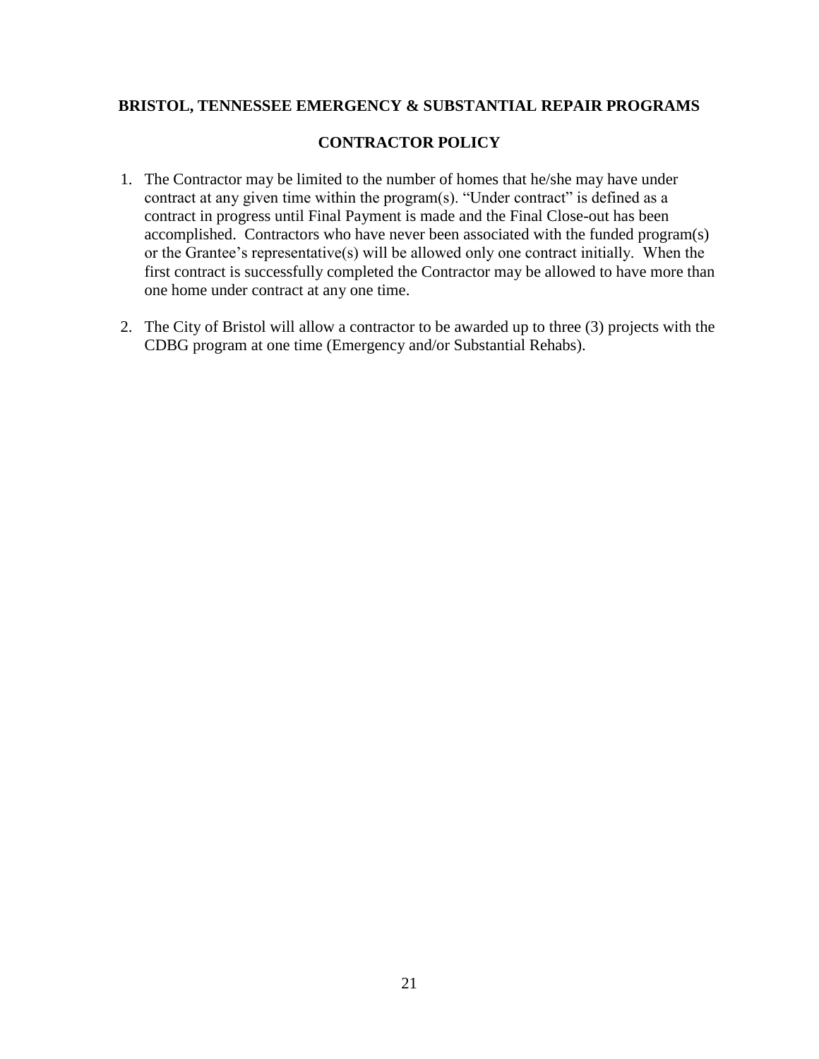**BRISTOL, TENNESSEE EMERGENCY & SUBSTANTIAL REPAIR PROGRAMS**

**CONTRACTOR POLICY**

1. The Contractor may be limited to the number of homes that he/she may have under contract at any given time within the program(s). "Under contract" is defined as a contract in progress until Final Payment is made and the Final Close-out has been accomplished. Contractors who have never been associated with the funded program(s) or the Grantee's representative(s) will be allowed only one contract initially. When the first contract is successfully completed the Contractor may be allowed to have more than one home under contract at any one time.

2. The City of Bristol will allow a contractor to be awarded up to three (3) projects with the CDBG program at one time (Emergency and/or Substantial Rehabs).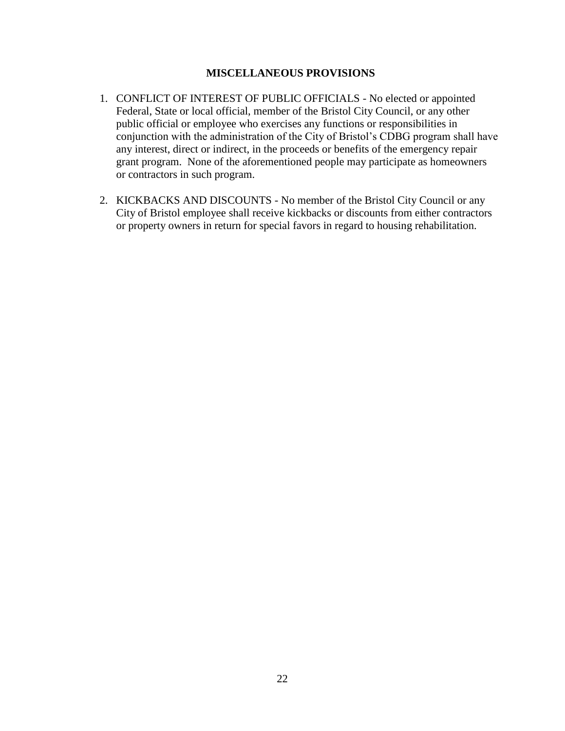## MISCELLANEOUS PROVISIONS

1. CONFLICT OF INTEREST OF PUBLIC OFFICIALS - No elected or appointed Federal, State or local official, member of the Bristol City Council, or any other public official or employee who exercises any functions or responsibilities in conjunction with the administration of the City of Bristol's CDBG program shall have any interest, direct or indirect, in the proceeds or benefits of the emergency repair grant program. None of the aforementioned people may participate as homeowners or contractors in such program.

2. KICKBACKS AND DISCOUNTS - No member of the Bristol City Council or any City of Bristol employee shall receive kickbacks or discounts from either contractors or property owners in return for special favors in regard to housing rehabilitation.